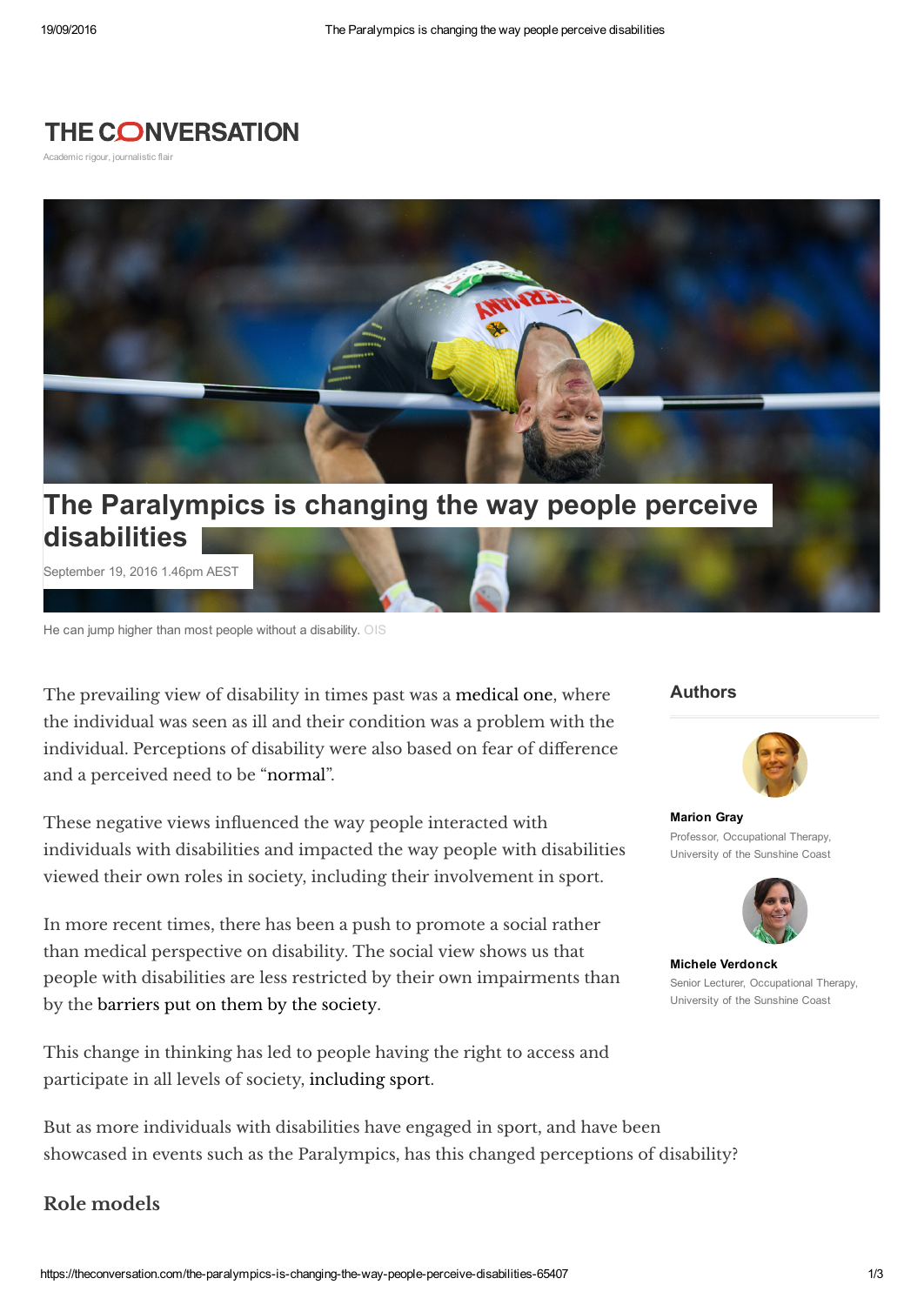# THE CONVERSATION

Academic rigour, journalistic flair

# The Paralympics is changing the way people perceive disabilities

September 19, 2016 1.46pm AEST

He can jump higher than most people without a disability. OIS

## Authors

**Marion Gray**
Professor, Occupational Therapy, University of the Sunshine Coast

**Michele Verdonck**
Senior Lecturer, Occupational Therapy, University of the Sunshine Coast

The prevailing view of disability in times past was a medical one, where the individual was seen as ill and their condition was a problem with the individual. Perceptions of disability were also based on fear of difference and a perceived need to be "normal".

These negative views influenced the way people interacted with individuals with disabilities and impacted the way people with disabilities viewed their own roles in society, including their involvement in sport.

In more recent times, there has been a push to promote a social rather than medical perspective on disability. The social view shows us that people with disabilities are less restricted by their own impairments than by the barriers put on them by the society.

This change in thinking has led to people having the right to access and participate in all levels of society, including sport.

But as more individuals with disabilities have engaged in sport, and have been showcased in events such as the Paralympics, has this changed perceptions of disability?

## Role models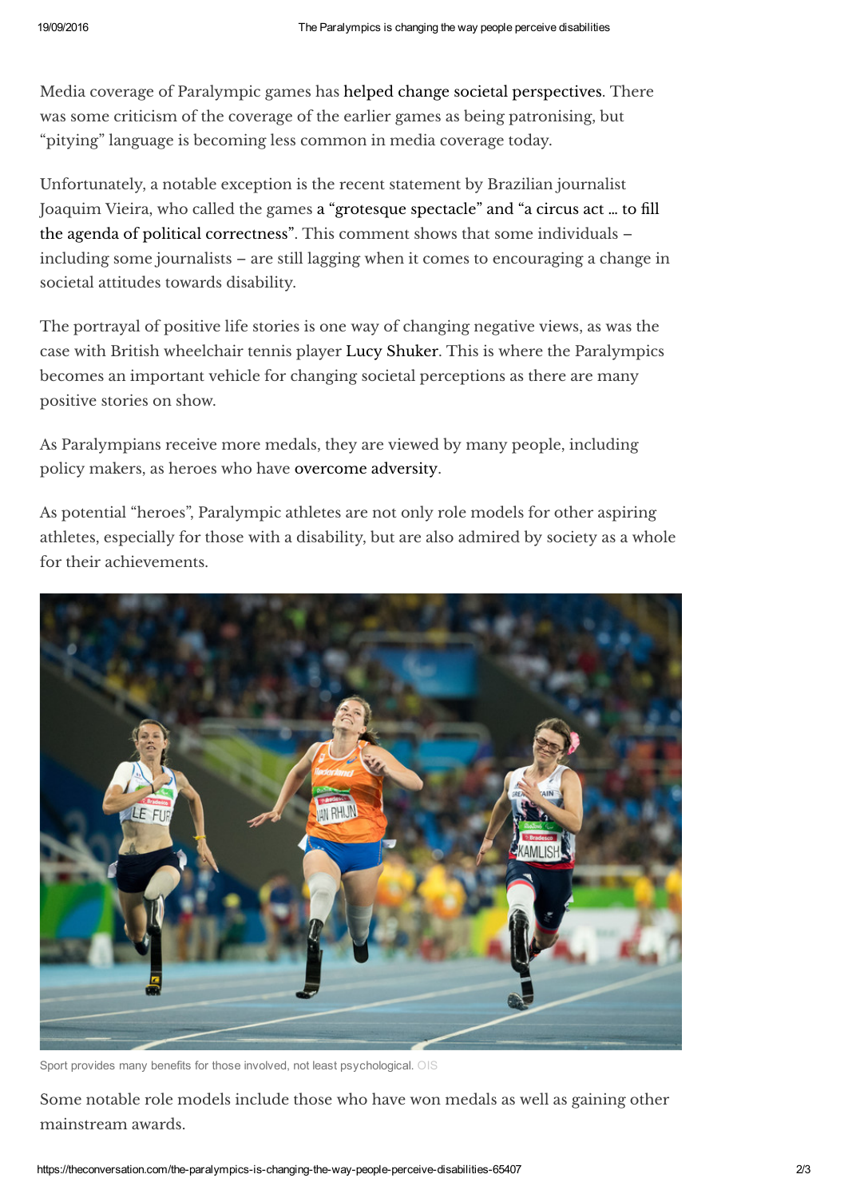Media coverage of Paralympic games has helped change societal perspectives. There was some criticism of the coverage of the earlier games as being patronising, but "pitying" language is becoming less common in media coverage today.

Unfortunately, a notable exception is the recent statement by Brazilian journalist Joaquim Vieira, who called the games a "grotesque spectacle" and "a circus act … to fill the agenda of political correctness". This comment shows that some individuals – including some journalists – are still lagging when it comes to encouraging a change in societal attitudes towards disability.

The portrayal of positive life stories is one way of changing negative views, as was the case with British wheelchair tennis player Lucy Shuker. This is where the Paralympics becomes an important vehicle for changing societal perceptions as there are many positive stories on show.

As Paralympians receive more medals, they are viewed by many people, including policy makers, as heroes who have overcome adversity.

As potential "heroes", Paralympic athletes are not only role models for other aspiring athletes, especially for those with a disability, but are also admired by society as a whole for their achievements.

Sport provides many benefits for those involved, not least psychological. OIS

Some notable role models include those who have won medals as well as gaining other mainstream awards.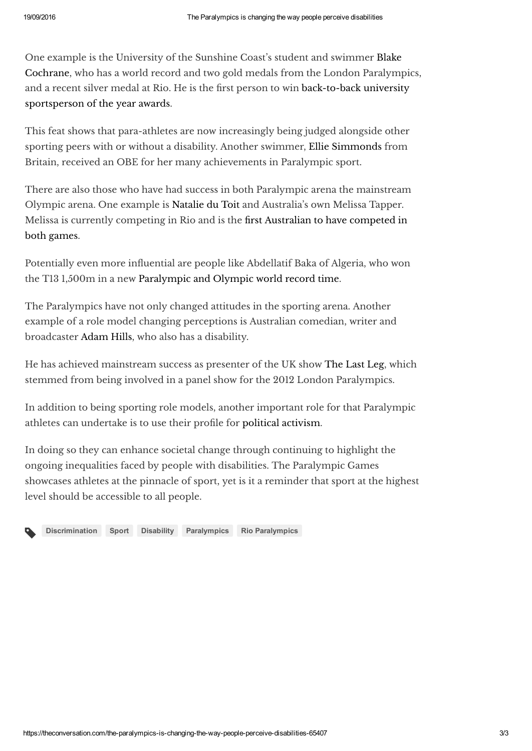One example is the University of the Sunshine Coast's student and swimmer Blake Cochrane, who has a world record and two gold medals from the London Paralympics, and a recent silver medal at Rio. He is the first person to win back-to-back university sportsperson of the year awards.

This feat shows that para-athletes are now increasingly being judged alongside other sporting peers with or without a disability. Another swimmer, Ellie Simmonds from Britain, received an OBE for her many achievements in Paralympic sport.

There are also those who have had success in both Paralympic arena the mainstream Olympic arena. One example is Natalie du Toit and Australia's own Melissa Tapper. Melissa is currently competing in Rio and is the first Australian to have competed in both games.

Potentially even more influential are people like Abdellatif Baka of Algeria, who won the T13 1,500m in a new Paralympic and Olympic world record time.

The Paralympics have not only changed attitudes in the sporting arena. Another example of a role model changing perceptions is Australian comedian, writer and broadcaster Adam Hills, who also has a disability.

He has achieved mainstream success as presenter of the UK show The Last Leg, which stemmed from being involved in a panel show for the 2012 London Paralympics.

In addition to being sporting role models, another important role for that Paralympic athletes can undertake is to use their profile for political activism.

In doing so they can enhance societal change through continuing to highlight the ongoing inequalities faced by people with disabilities. The Paralympic Games showcases athletes at the pinnacle of sport, yet is it a reminder that sport at the highest level should be accessible to all people.

Discrimination Sport Disability Paralympics Rio Paralympics